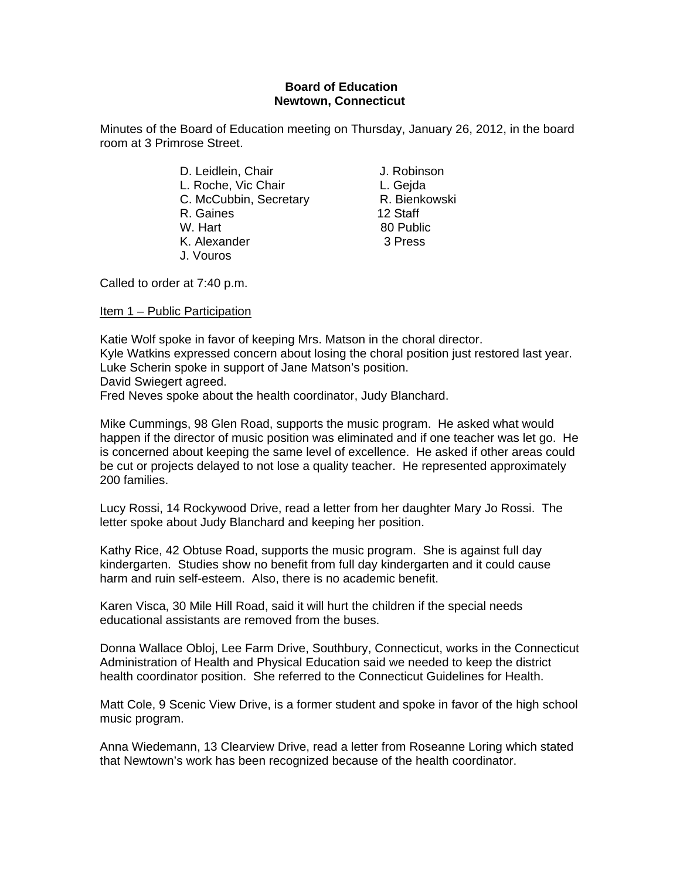**Board of Education**
**Newtown, Connecticut**

Minutes of the Board of Education meeting on Thursday, January 26, 2012, in the board room at 3 Primrose Street.

D. Leidlein, Chair
L. Roche, Vic Chair
C. McCubbin, Secretary
R. Gaines
W. Hart
K. Alexander
J. Vouros
J. Robinson
L. Gejda
R. Bienkowski
12 Staff
80 Public
3 Press

Called to order at 7:40 p.m.

Item 1 – Public Participation

Katie Wolf spoke in favor of keeping Mrs. Matson in the choral director.
Kyle Watkins expressed concern about losing the choral position just restored last year.
Luke Scherin spoke in support of Jane Matson's position.
David Swiegert agreed.
Fred Neves spoke about the health coordinator, Judy Blanchard.

Mike Cummings, 98 Glen Road, supports the music program. He asked what would happen if the director of music position was eliminated and if one teacher was let go. He is concerned about keeping the same level of excellence. He asked if other areas could be cut or projects delayed to not lose a quality teacher. He represented approximately 200 families.

Lucy Rossi, 14 Rockywood Drive, read a letter from her daughter Mary Jo Rossi. The letter spoke about Judy Blanchard and keeping her position.

Kathy Rice, 42 Obtuse Road, supports the music program. She is against full day kindergarten. Studies show no benefit from full day kindergarten and it could cause harm and ruin self-esteem. Also, there is no academic benefit.

Karen Visca, 30 Mile Hill Road, said it will hurt the children if the special needs educational assistants are removed from the buses.

Donna Wallace Obloj, Lee Farm Drive, Southbury, Connecticut, works in the Connecticut Administration of Health and Physical Education said we needed to keep the district health coordinator position. She referred to the Connecticut Guidelines for Health.

Matt Cole, 9 Scenic View Drive, is a former student and spoke in favor of the high school music program.

Anna Wiedemann, 13 Clearview Drive, read a letter from Roseanne Loring which stated that Newtown's work has been recognized because of the health coordinator.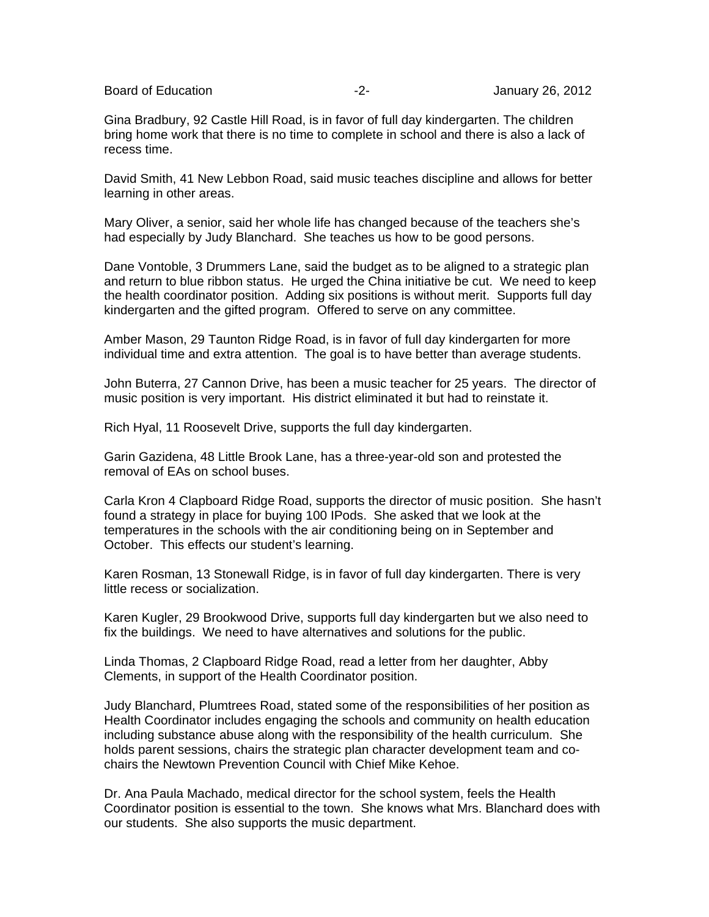Gina Bradbury, 92 Castle Hill Road, is in favor of full day kindergarten. The children bring home work that there is no time to complete in school and there is also a lack of recess time.

David Smith, 41 New Lebbon Road, said music teaches discipline and allows for better learning in other areas.

Mary Oliver, a senior, said her whole life has changed because of the teachers she's had especially by Judy Blanchard. She teaches us how to be good persons.

Dane Vontoble, 3 Drummers Lane, said the budget as to be aligned to a strategic plan and return to blue ribbon status. He urged the China initiative be cut. We need to keep the health coordinator position. Adding six positions is without merit. Supports full day kindergarten and the gifted program. Offered to serve on any committee.

Amber Mason, 29 Taunton Ridge Road, is in favor of full day kindergarten for more individual time and extra attention. The goal is to have better than average students.

John Buterra, 27 Cannon Drive, has been a music teacher for 25 years. The director of music position is very important. His district eliminated it but had to reinstate it.

Rich Hyal, 11 Roosevelt Drive, supports the full day kindergarten.

Garin Gazidena, 48 Little Brook Lane, has a three-year-old son and protested the removal of EAs on school buses.

Carla Kron 4 Clapboard Ridge Road, supports the director of music position. She hasn't found a strategy in place for buying 100 IPods. She asked that we look at the temperatures in the schools with the air conditioning being on in September and October. This effects our student's learning.

Karen Rosman, 13 Stonewall Ridge, is in favor of full day kindergarten. There is very little recess or socialization.

Karen Kugler, 29 Brookwood Drive, supports full day kindergarten but we also need to fix the buildings. We need to have alternatives and solutions for the public.

Linda Thomas, 2 Clapboard Ridge Road, read a letter from her daughter, Abby Clements, in support of the Health Coordinator position.

Judy Blanchard, Plumtrees Road, stated some of the responsibilities of her position as Health Coordinator includes engaging the schools and community on health education including substance abuse along with the responsibility of the health curriculum. She holds parent sessions, chairs the strategic plan character development team and co-chairs the Newtown Prevention Council with Chief Mike Kehoe.

Dr. Ana Paula Machado, medical director for the school system, feels the Health Coordinator position is essential to the town. She knows what Mrs. Blanchard does with our students. She also supports the music department.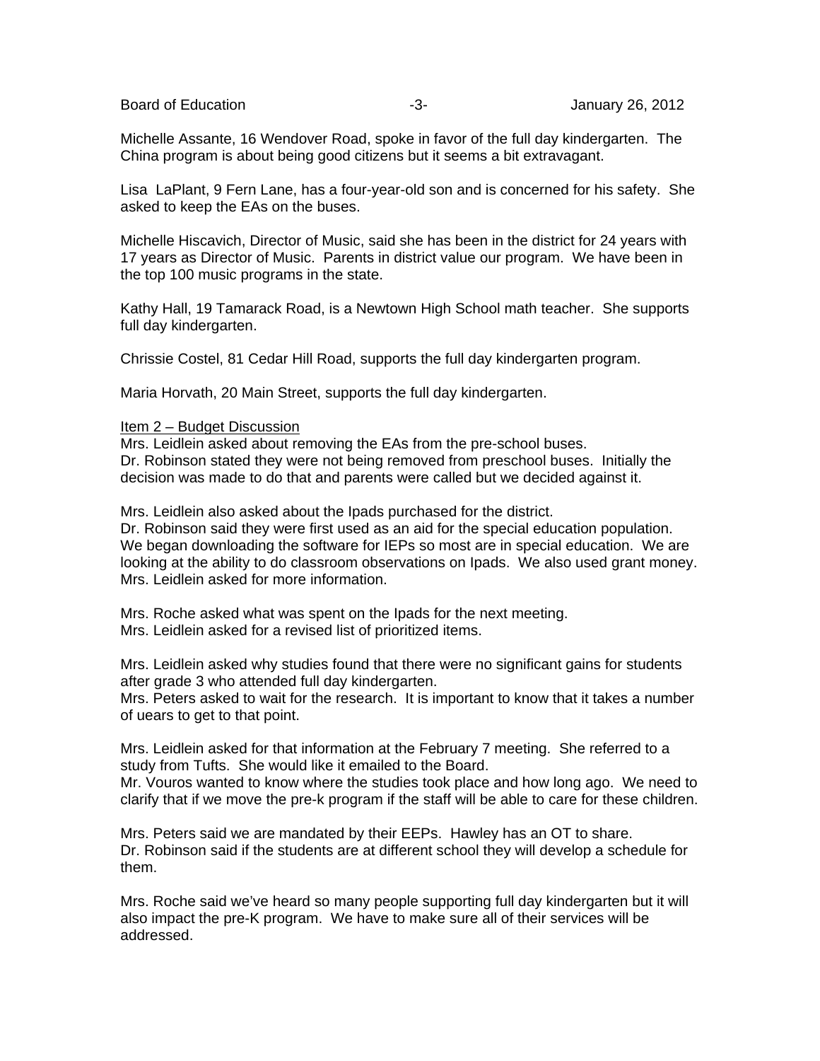Michelle Assante, 16 Wendover Road, spoke in favor of the full day kindergarten. The China program is about being good citizens but it seems a bit extravagant.

Lisa LaPlant, 9 Fern Lane, has a four-year-old son and is concerned for his safety. She asked to keep the EAs on the buses.

Michelle Hiscavich, Director of Music, said she has been in the district for 24 years with 17 years as Director of Music. Parents in district value our program. We have been in the top 100 music programs in the state.

Kathy Hall, 19 Tamarack Road, is a Newtown High School math teacher. She supports full day kindergarten.

Chrissie Costel, 81 Cedar Hill Road, supports the full day kindergarten program.

Maria Horvath, 20 Main Street, supports the full day kindergarten.

Item 2 – Budget Discussion

Mrs. Leidlein asked about removing the EAs from the pre-school buses.
Dr. Robinson stated they were not being removed from preschool buses. Initially the decision was made to do that and parents were called but we decided against it.

Mrs. Leidlein also asked about the Ipads purchased for the district.
Dr. Robinson said they were first used as an aid for the special education population. We began downloading the software for IEPs so most are in special education. We are looking at the ability to do classroom observations on Ipads. We also used grant money. Mrs. Leidlein asked for more information.

Mrs. Roche asked what was spent on the Ipads for the next meeting.
Mrs. Leidlein asked for a revised list of prioritized items.

Mrs. Leidlein asked why studies found that there were no significant gains for students after grade 3 who attended full day kindergarten.
Mrs. Peters asked to wait for the research. It is important to know that it takes a number of uears to get to that point.

Mrs. Leidlein asked for that information at the February 7 meeting. She referred to a study from Tufts. She would like it emailed to the Board.
Mr. Vouros wanted to know where the studies took place and how long ago. We need to clarify that if we move the pre-k program if the staff will be able to care for these children.

Mrs. Peters said we are mandated by their EEPs. Hawley has an OT to share.
Dr. Robinson said if the students are at different school they will develop a schedule for them.

Mrs. Roche said we've heard so many people supporting full day kindergarten but it will also impact the pre-K program. We have to make sure all of their services will be addressed.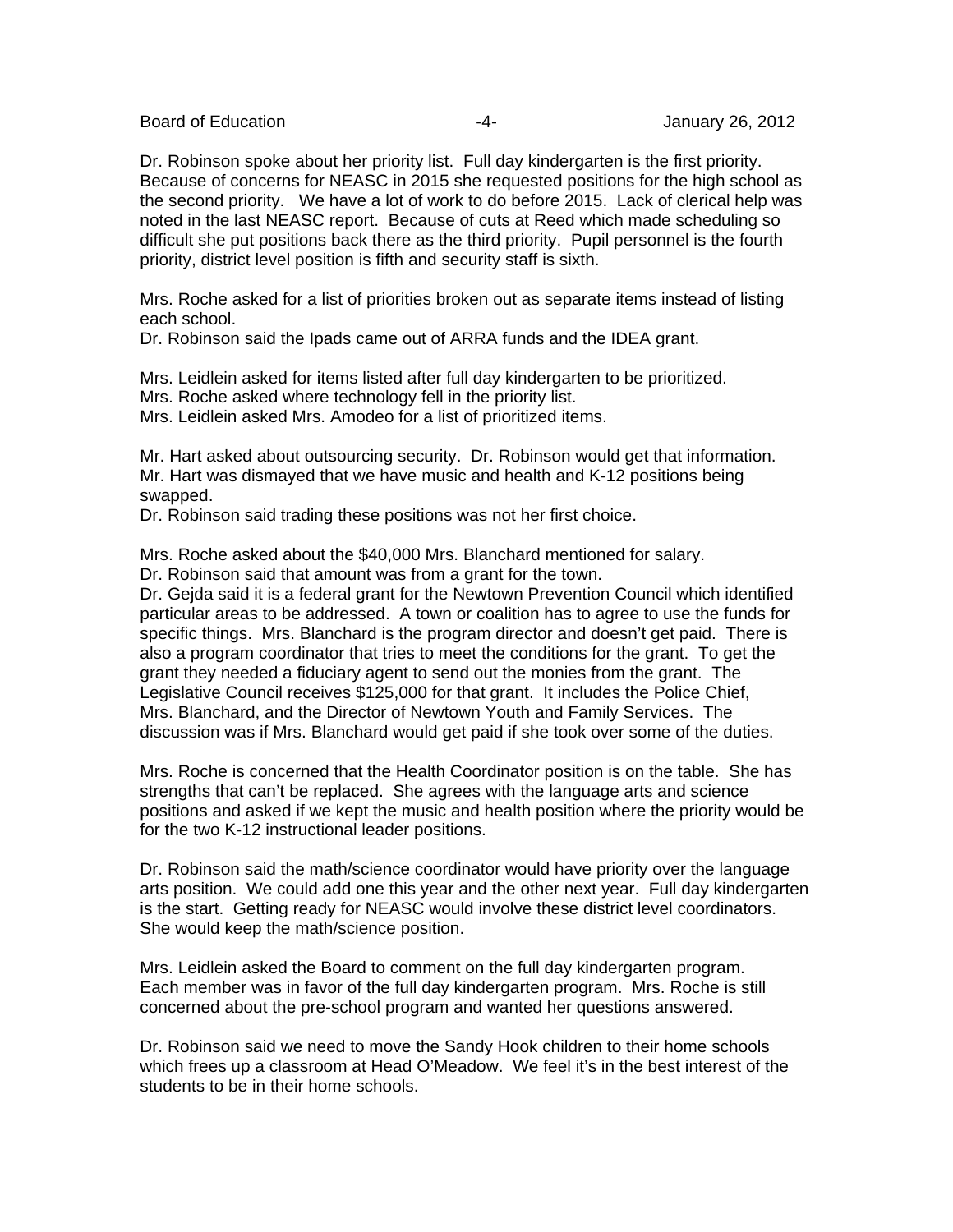Dr. Robinson spoke about her priority list. Full day kindergarten is the first priority. Because of concerns for NEASC in 2015 she requested positions for the high school as the second priority. We have a lot of work to do before 2015. Lack of clerical help was noted in the last NEASC report. Because of cuts at Reed which made scheduling so difficult she put positions back there as the third priority. Pupil personnel is the fourth priority, district level position is fifth and security staff is sixth.

Mrs. Roche asked for a list of priorities broken out as separate items instead of listing each school.
Dr. Robinson said the Ipads came out of ARRA funds and the IDEA grant.

Mrs. Leidlein asked for items listed after full day kindergarten to be prioritized.
Mrs. Roche asked where technology fell in the priority list.
Mrs. Leidlein asked Mrs. Amodeo for a list of prioritized items.

Mr. Hart asked about outsourcing security. Dr. Robinson would get that information. Mr. Hart was dismayed that we have music and health and K-12 positions being swapped.
Dr. Robinson said trading these positions was not her first choice.

Mrs. Roche asked about the $40,000 Mrs. Blanchard mentioned for salary.
Dr. Robinson said that amount was from a grant for the town.
Dr. Gejda said it is a federal grant for the Newtown Prevention Council which identified particular areas to be addressed. A town or coalition has to agree to use the funds for specific things. Mrs. Blanchard is the program director and doesn't get paid. There is also a program coordinator that tries to meet the conditions for the grant. To get the grant they needed a fiduciary agent to send out the monies from the grant. The Legislative Council receives $125,000 for that grant. It includes the Police Chief, Mrs. Blanchard, and the Director of Newtown Youth and Family Services. The discussion was if Mrs. Blanchard would get paid if she took over some of the duties.

Mrs. Roche is concerned that the Health Coordinator position is on the table. She has strengths that can't be replaced. She agrees with the language arts and science positions and asked if we kept the music and health position where the priority would be for the two K-12 instructional leader positions.

Dr. Robinson said the math/science coordinator would have priority over the language arts position. We could add one this year and the other next year. Full day kindergarten is the start. Getting ready for NEASC would involve these district level coordinators. She would keep the math/science position.

Mrs. Leidlein asked the Board to comment on the full day kindergarten program. Each member was in favor of the full day kindergarten program. Mrs. Roche is still concerned about the pre-school program and wanted her questions answered.

Dr. Robinson said we need to move the Sandy Hook children to their home schools which frees up a classroom at Head O'Meadow. We feel it's in the best interest of the students to be in their home schools.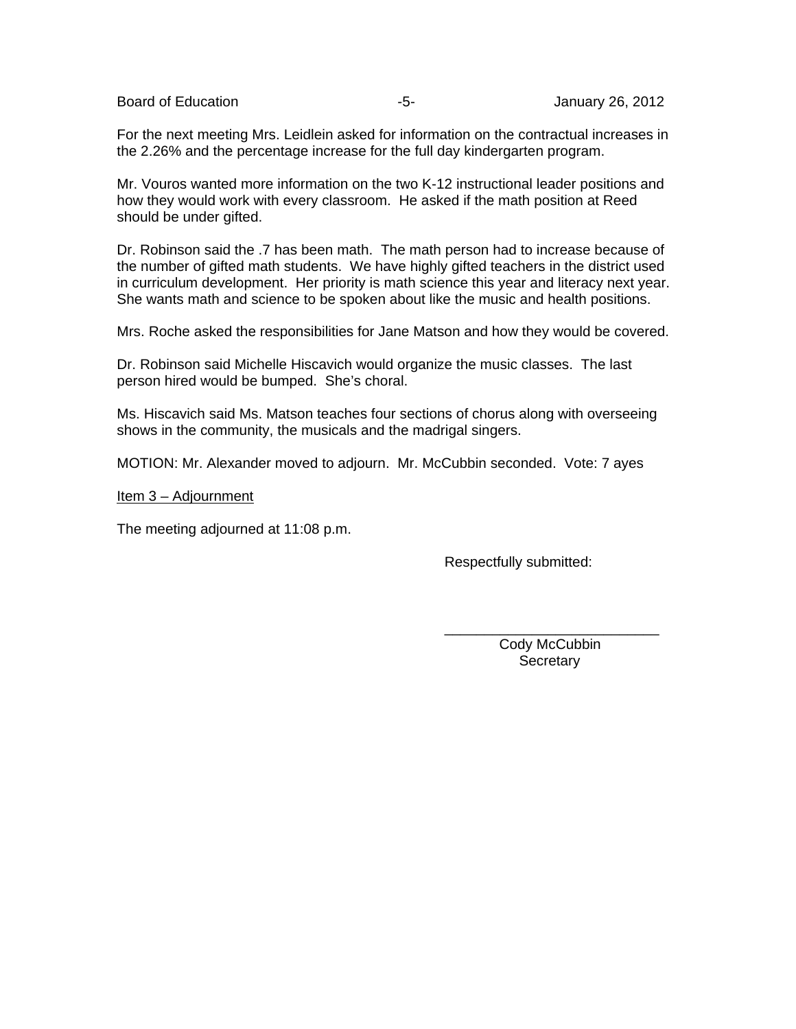For the next meeting Mrs. Leidlein asked for information on the contractual increases in the 2.26% and the percentage increase for the full day kindergarten program.

Mr. Vouros wanted more information on the two K-12 instructional leader positions and how they would work with every classroom. He asked if the math position at Reed should be under gifted.

Dr. Robinson said the .7 has been math. The math person had to increase because of the number of gifted math students. We have highly gifted teachers in the district used in curriculum development. Her priority is math science this year and literacy next year. She wants math and science to be spoken about like the music and health positions.

Mrs. Roche asked the responsibilities for Jane Matson and how they would be covered.

Dr. Robinson said Michelle Hiscavich would organize the music classes. The last person hired would be bumped. She's choral.

Ms. Hiscavich said Ms. Matson teaches four sections of chorus along with overseeing shows in the community, the musicals and the madrigal singers.

MOTION: Mr. Alexander moved to adjourn. Mr. McCubbin seconded. Vote: 7 ayes

Item 3 – Adjournment

The meeting adjourned at 11:08 p.m.

Respectfully submitted:

\_\_\_\_\_\_\_\_\_\_\_\_\_\_\_\_\_\_\_\_\_\_\_\_\_\_\_\_

Cody McCubbin
Secretary